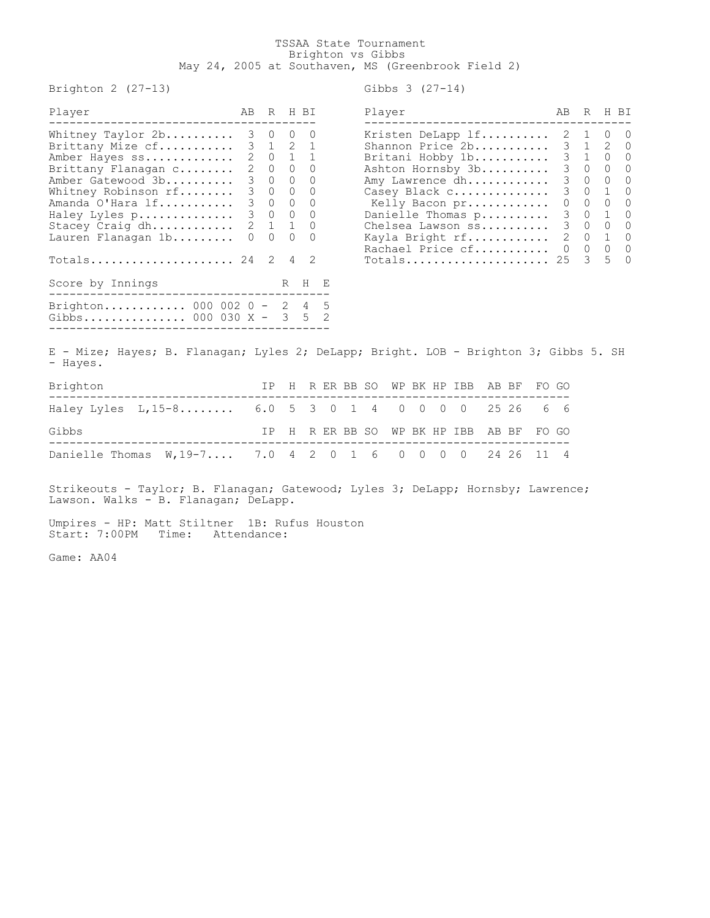# TSSAA State Tournament

## Brighton vs Gibbs

May 24, 2005 at Southaven, MS (Greenbrook Field 2)

**Brighton 2 (27-13)**

| Player | AB | R | H | BI |
|---|---|---|---|---|
| Whitney Taylor 2b | 3 | 0 | 0 | 0 |
| Brittany Mize cf | 3 | 1 | 2 | 1 |
| Amber Hayes ss | 2 | 0 | 1 | 1 |
| Brittany Flanagan c | 2 | 0 | 0 | 0 |
| Amber Gatewood 3b | 3 | 0 | 0 | 0 |
| Whitney Robinson rf | 3 | 0 | 0 | 0 |
| Amanda O'Hara lf | 3 | 0 | 0 | 0 |
| Haley Lyles p | 3 | 0 | 0 | 0 |
| Stacey Craig dh | 2 | 1 | 1 | 0 |
| Lauren Flanagan 1b | 0 | 0 | 0 | 0 |
| Totals | 24 | 2 | 4 | 2 |

**Gibbs 3 (27-14)**

| Player | AB | R | H | BI |
|---|---|---|---|---|
| Kristen DeLapp lf | 2 | 1 | 0 | 0 |
| Shannon Price 2b | 3 | 1 | 2 | 0 |
| Britani Hobby 1b | 3 | 1 | 0 | 0 |
| Ashton Hornsby 3b | 3 | 0 | 0 | 0 |
| Amy Lawrence dh | 3 | 0 | 0 | 0 |
| Casey Black c | 3 | 0 | 1 | 0 |
| Kelly Bacon pr | 0 | 0 | 0 | 0 |
| Danielle Thomas p | 3 | 0 | 1 | 0 |
| Chelsea Lawson ss | 3 | 0 | 0 | 0 |
| Kayla Bright rf | 2 | 0 | 1 | 0 |
| Rachael Price cf | 0 | 0 | 0 | 0 |
| Totals | 25 | 3 | 5 | 0 |

| Score by Innings | | R | H | E |
|---|---|---|---|---|
| Brighton | 000 002 0 - | 2 | 4 | 5 |
| Gibbs | 000 030 X - | 3 | 5 | 2 |

E - Mize; Hayes; B. Flanagan; Lyles 2; DeLapp; Bright. LOB - Brighton 3; Gibbs 5. SH - Hayes.

| Brighton | IP | H | R | ER | BB | SO | WP | BK | HP | IBB | AB | BF | FO | GO |
|---|---|---|---|---|---|---|---|---|---|---|---|---|---|---|
| Haley Lyles L,15-8 | 6.0 | 5 | 3 | 0 | 1 | 4 | 0 | 0 | 0 | 0 | 25 | 26 | 6 | 6 |

| Gibbs | IP | H | R | ER | BB | SO | WP | BK | HP | IBB | AB | BF | FO | GO |
|---|---|---|---|---|---|---|---|---|---|---|---|---|---|---|
| Danielle Thomas W,19-7 | 7.0 | 4 | 2 | 0 | 1 | 6 | 0 | 0 | 0 | 0 | 24 | 26 | 11 | 4 |

Strikeouts - Taylor; B. Flanagan; Gatewood; Lyles 3; DeLapp; Hornsby; Lawrence; Lawson. Walks - B. Flanagan; DeLapp.

Umpires - HP: Matt Stiltner 1B: Rufus Houston
Start: 7:00PM Time: Attendance:

Game: AA04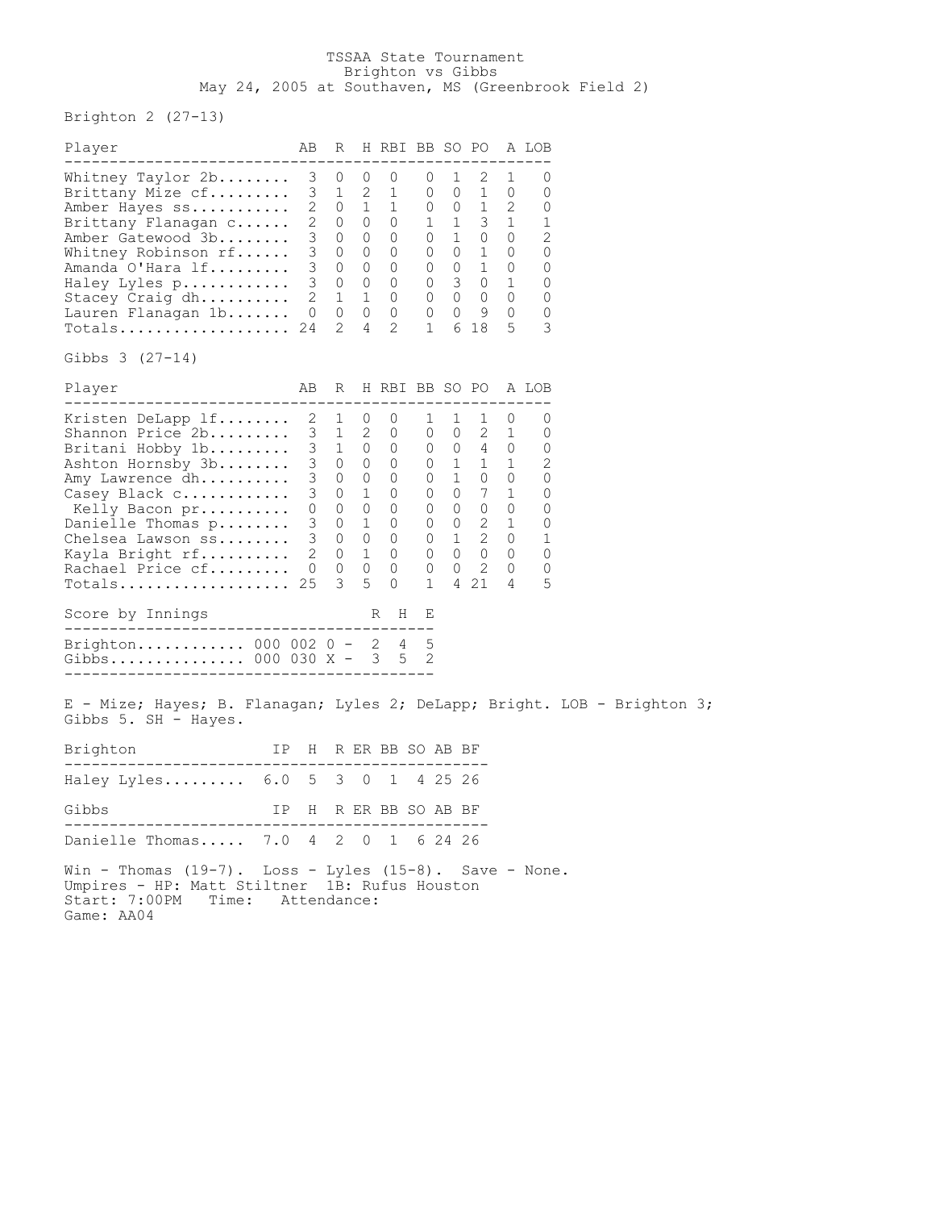# TSSAA State Tournament
## Brighton vs Gibbs
### May 24, 2005 at Southaven, MS (Greenbrook Field 2)

**Brighton 2 (27-13)**

| Player | AB | R | H | RBI | BB | SO | PO | A | LOB |
|---|---|---|---|---|---|---|---|---|---|
| Whitney Taylor 2b | 3 | 0 | 0 | 0 | 0 | 1 | 2 | 1 | 0 |
| Brittany Mize cf | 3 | 1 | 2 | 1 | 0 | 0 | 1 | 0 | 0 |
| Amber Hayes ss | 2 | 0 | 1 | 1 | 0 | 0 | 1 | 2 | 0 |
| Brittany Flanagan c | 2 | 0 | 0 | 0 | 1 | 1 | 3 | 1 | 1 |
| Amber Gatewood 3b | 3 | 0 | 0 | 0 | 0 | 1 | 0 | 0 | 2 |
| Whitney Robinson rf | 3 | 0 | 0 | 0 | 0 | 0 | 1 | 0 | 0 |
| Amanda O'Hara lf | 3 | 0 | 0 | 0 | 0 | 0 | 1 | 0 | 0 |
| Haley Lyles p | 3 | 0 | 0 | 0 | 0 | 3 | 0 | 1 | 0 |
| Stacey Craig dh | 2 | 1 | 1 | 0 | 0 | 0 | 0 | 0 | 0 |
| Lauren Flanagan 1b | 0 | 0 | 0 | 0 | 0 | 0 | 9 | 0 | 0 |
| Totals | 24 | 2 | 4 | 2 | 1 | 6 | 18 | 5 | 3 |

**Gibbs 3 (27-14)**

| Player | AB | R | H | RBI | BB | SO | PO | A | LOB |
|---|---|---|---|---|---|---|---|---|---|
| Kristen DeLapp lf | 2 | 1 | 0 | 0 | 1 | 1 | 1 | 0 | 0 |
| Shannon Price 2b | 3 | 1 | 2 | 0 | 0 | 0 | 2 | 1 | 0 |
| Britani Hobby 1b | 3 | 1 | 0 | 0 | 0 | 0 | 4 | 0 | 0 |
| Ashton Hornsby 3b | 3 | 0 | 0 | 0 | 0 | 1 | 1 | 1 | 2 |
| Amy Lawrence dh | 3 | 0 | 0 | 0 | 0 | 1 | 0 | 0 | 0 |
| Casey Black c | 3 | 0 | 1 | 0 | 0 | 0 | 7 | 1 | 0 |
| Kelly Bacon pr | 0 | 0 | 0 | 0 | 0 | 0 | 0 | 0 | 0 |
| Danielle Thomas p | 3 | 0 | 1 | 0 | 0 | 0 | 2 | 1 | 0 |
| Chelsea Lawson ss | 3 | 0 | 0 | 0 | 0 | 1 | 2 | 0 | 1 |
| Kayla Bright rf | 2 | 0 | 1 | 0 | 0 | 0 | 0 | 0 | 0 |
| Rachael Price cf | 0 | 0 | 0 | 0 | 0 | 0 | 2 | 0 | 0 |
| Totals | 25 | 3 | 5 | 0 | 1 | 4 | 21 | 4 | 5 |

| Score by Innings | | R | H | E |
|---|---|---|---|---|
| Brighton | 000 002 0 | 2 | 4 | 5 |
| Gibbs | 000 030 X | 3 | 5 | 2 |

E - Mize; Hayes; B. Flanagan; Lyles 2; DeLapp; Bright. LOB - Brighton 3; Gibbs 5. SH - Hayes.

| Brighton | IP | H | R | ER | BB | SO | AB | BF |
|---|---|---|---|---|---|---|---|---|
| Haley Lyles | 6.0 | 5 | 3 | 0 | 1 | 4 | 25 | 26 |

| Gibbs | IP | H | R | ER | BB | SO | AB | BF |
|---|---|---|---|---|---|---|---|---|
| Danielle Thomas | 7.0 | 4 | 2 | 0 | 1 | 6 | 24 | 26 |

Win - Thomas (19-7). Loss - Lyles (15-8). Save - None.
Umpires - HP: Matt Stiltner 1B: Rufus Houston
Start: 7:00PM Time: Attendance:
Game: AA04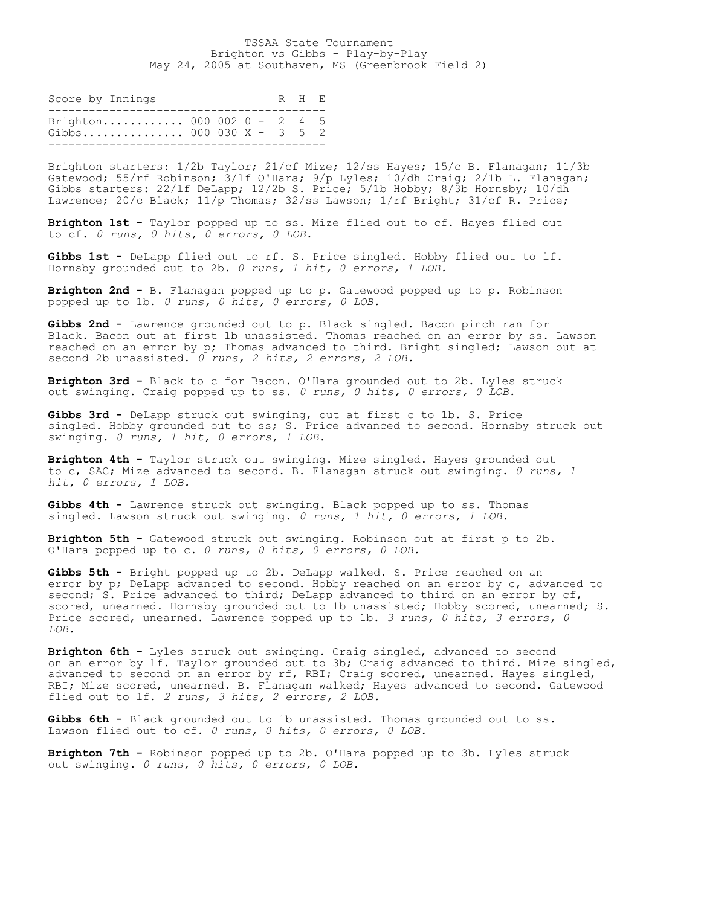TSSAA State Tournament
Brighton vs Gibbs - Play-by-Play
May 24, 2005 at Southaven, MS (Greenbrook Field 2)

| Score by Innings | | R | H | E |
|---|---|---|---|---|
| Brighton | 000 002 0 | 2 | 4 | 5 |
| Gibbs | 000 030 X | 3 | 5 | 2 |

Brighton starters: 1/2b Taylor; 21/cf Mize; 12/ss Hayes; 15/c B. Flanagan; 11/3b Gatewood; 55/rf Robinson; 3/lf O'Hara; 9/p Lyles; 10/dh Craig; 2/1b L. Flanagan;
Gibbs starters: 22/lf DeLapp; 12/2b S. Price; 5/1b Hobby; 8/3b Hornsby; 10/dh Lawrence; 20/c Black; 11/p Thomas; 32/ss Lawson; 1/rf Bright; 31/cf R. Price;

**Brighton 1st -** Taylor popped up to ss. Mize flied out to cf. Hayes flied out to cf. *0 runs, 0 hits, 0 errors, 0 LOB.*

**Gibbs 1st -** DeLapp flied out to rf. S. Price singled. Hobby flied out to lf. Hornsby grounded out to 2b. *0 runs, 1 hit, 0 errors, 1 LOB.*

**Brighton 2nd -** B. Flanagan popped up to p. Gatewood popped up to p. Robinson popped up to 1b. *0 runs, 0 hits, 0 errors, 0 LOB.*

**Gibbs 2nd -** Lawrence grounded out to p. Black singled. Bacon pinch ran for Black. Bacon out at first 1b unassisted. Thomas reached on an error by ss. Lawson reached on an error by p; Thomas advanced to third. Bright singled; Lawson out at second 2b unassisted. *0 runs, 2 hits, 2 errors, 2 LOB.*

**Brighton 3rd -** Black to c for Bacon. O'Hara grounded out to 2b. Lyles struck out swinging. Craig popped up to ss. *0 runs, 0 hits, 0 errors, 0 LOB.*

**Gibbs 3rd -** DeLapp struck out swinging, out at first c to 1b. S. Price singled. Hobby grounded out to ss; S. Price advanced to second. Hornsby struck out swinging. *0 runs, 1 hit, 0 errors, 1 LOB.*

**Brighton 4th -** Taylor struck out swinging. Mize singled. Hayes grounded out to c, SAC; Mize advanced to second. B. Flanagan struck out swinging. *0 runs, 1 hit, 0 errors, 1 LOB.*

**Gibbs 4th -** Lawrence struck out swinging. Black popped up to ss. Thomas singled. Lawson struck out swinging. *0 runs, 1 hit, 0 errors, 1 LOB.*

**Brighton 5th -** Gatewood struck out swinging. Robinson out at first p to 2b. O'Hara popped up to c. *0 runs, 0 hits, 0 errors, 0 LOB.*

**Gibbs 5th -** Bright popped up to 2b. DeLapp walked. S. Price reached on an error by p; DeLapp advanced to second. Hobby reached on an error by c, advanced to second; S. Price advanced to third; DeLapp advanced to third on an error by cf, scored, unearned. Hornsby grounded out to 1b unassisted; Hobby scored, unearned; S. Price scored, unearned. Lawrence popped up to 1b. *3 runs, 0 hits, 3 errors, 0 LOB.*

**Brighton 6th -** Lyles struck out swinging. Craig singled, advanced to second on an error by lf. Taylor grounded out to 3b; Craig advanced to third. Mize singled, advanced to second on an error by rf, RBI; Craig scored, unearned. Hayes singled, RBI; Mize scored, unearned. B. Flanagan walked; Hayes advanced to second. Gatewood flied out to lf. *2 runs, 3 hits, 2 errors, 2 LOB.*

**Gibbs 6th -** Black grounded out to 1b unassisted. Thomas grounded out to ss. Lawson flied out to cf. *0 runs, 0 hits, 0 errors, 0 LOB.*

**Brighton 7th -** Robinson popped up to 2b. O'Hara popped up to 3b. Lyles struck out swinging. *0 runs, 0 hits, 0 errors, 0 LOB.*